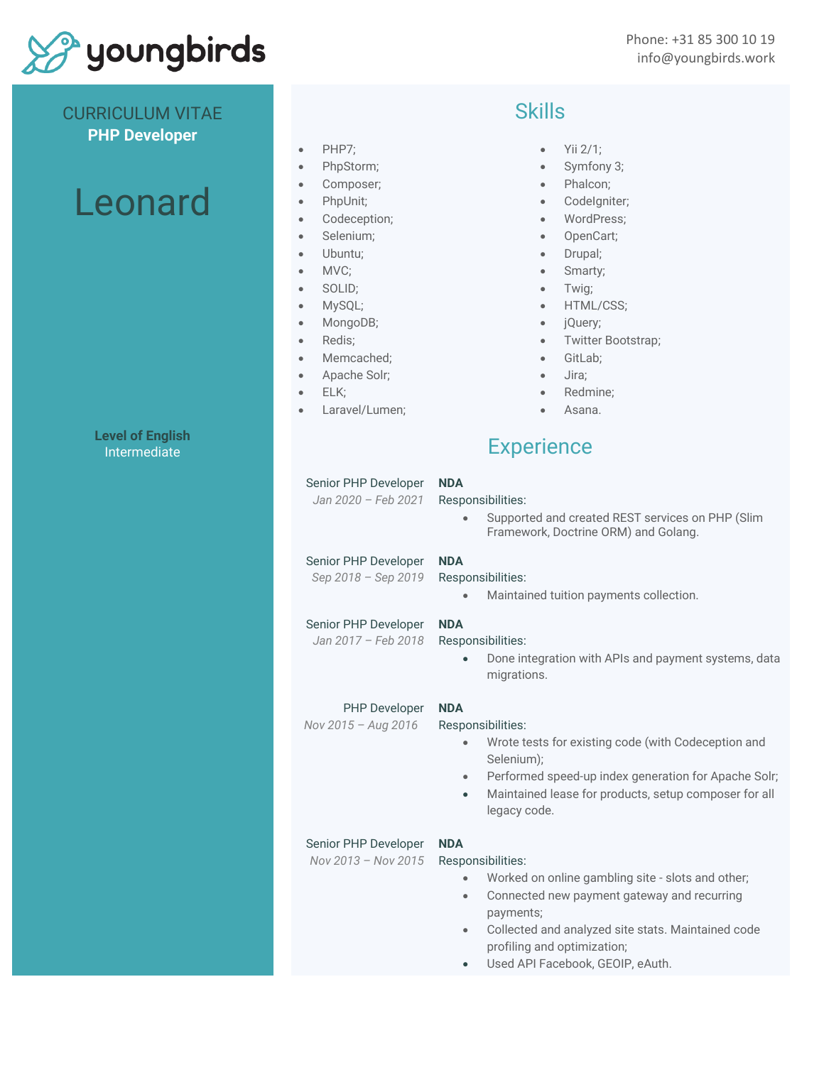youngbirds

Phone: +31 85 300 10 19
info@youngbirds.work

CURRICULUM VITAE
**PHP Developer**

# Leonard

**Level of English**
Intermediate

## Skills

- PHP7;
- PhpStorm;
- Composer;
- PhpUnit;
- Codeception;
- Selenium;
- Ubuntu;
- MVC;
- SOLID;
- MySQL;
- MongoDB;
- Redis;
- Memcached;
- Apache Solr;
- ELK;
- Laravel/Lumen;
- Yii 2/1;
- Symfony 3;
- Phalcon;
- CodeIgniter;
- WordPress;
- OpenCart;
- Drupal;
- Smarty;
- Twig;
- HTML/CSS;
- jQuery;
- Twitter Bootstrap;
- GitLab;
- Jira;
- Redmine;
- Asana.

## Experience

Senior PHP Developer
*Jan 2020 – Feb 2021*

**NDA**
Responsibilities:
- Supported and created REST services on PHP (Slim Framework, Doctrine ORM) and Golang.

Senior PHP Developer
*Sep 2018 – Sep 2019*

**NDA**
Responsibilities:
- Maintained tuition payments collection.

Senior PHP Developer
*Jan 2017 – Feb 2018*

**NDA**
Responsibilities:
- Done integration with APIs and payment systems, data migrations.

PHP Developer
*Nov 2015 – Aug 2016*

**NDA**
Responsibilities:
- Wrote tests for existing code (with Codeception and Selenium);
- Performed speed-up index generation for Apache Solr;
- Maintained lease for products, setup composer for all legacy code.

Senior PHP Developer
*Nov 2013 – Nov 2015*

**NDA**
Responsibilities:
- Worked on online gambling site - slots and other;
- Connected new payment gateway and recurring payments;
- Collected and analyzed site stats. Maintained code profiling and optimization;
- Used API Facebook, GEOIP, eAuth.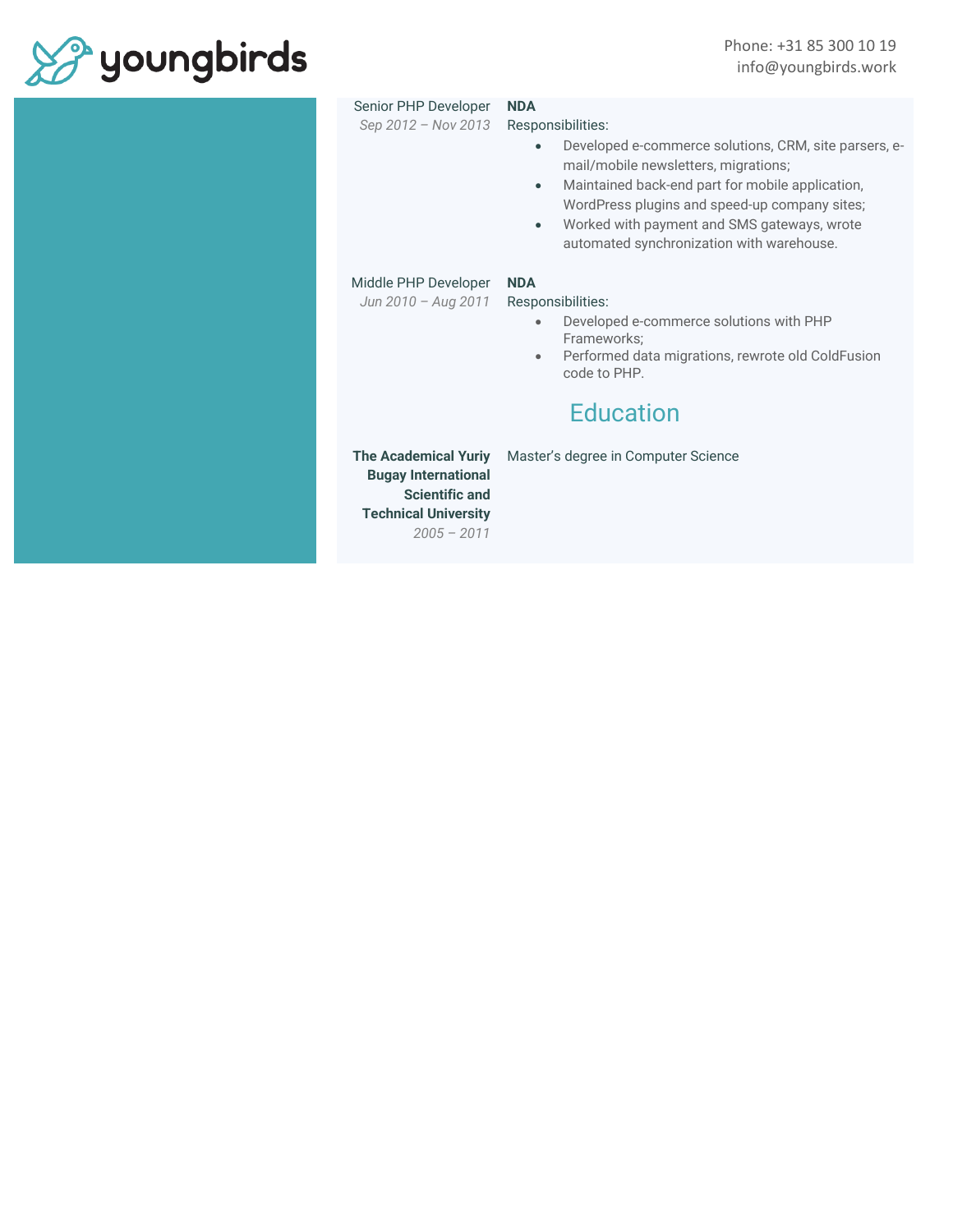Senior PHP Developer
*Sep 2012 – Nov 2013*

**NDA**

Responsibilities:

- Developed e-commerce solutions, CRM, site parsers, e-mail/mobile newsletters, migrations;
- Maintained back-end part for mobile application, WordPress plugins and speed-up company sites;
- Worked with payment and SMS gateways, wrote automated synchronization with warehouse.

Middle PHP Developer
*Jun 2010 – Aug 2011*

**NDA**

Responsibilities:

- Developed e-commerce solutions with PHP Frameworks;
- Performed data migrations, rewrote old ColdFusion code to PHP.

## Education

**The Academical Yuriy Bugay International Scientific and Technical University**
*2005 – 2011*

Master's degree in Computer Science